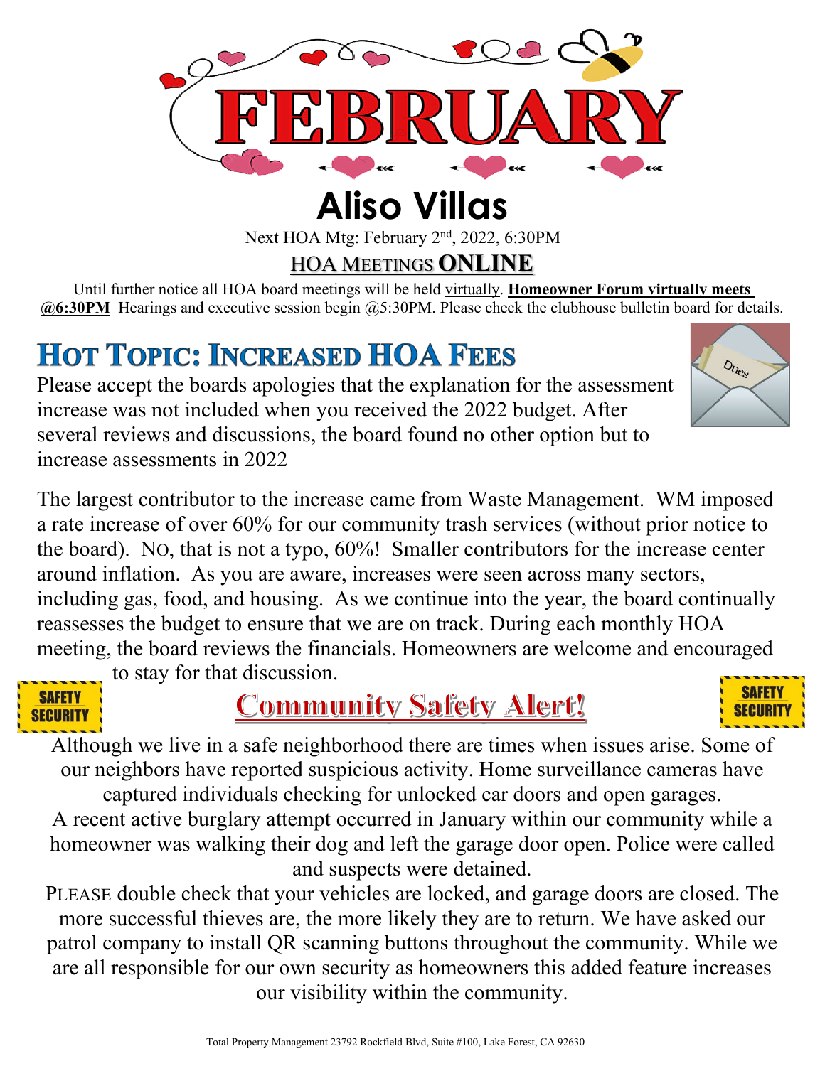# FEBRUARY

# Aliso Villas

Next HOA Mtg: February 2nd, 2022, 6:30PM

**HOA MEETINGS ONLINE**

Until further notice all HOA board meetings will be held virtually. **Homeowner Forum virtually meets @6:30PM** Hearings and executive session begin @5:30PM. Please check the clubhouse bulletin board for details.

## HOT TOPIC: INCREASED HOA FEES

Please accept the boards apologies that the explanation for the assessment increase was not included when you received the 2022 budget. After several reviews and discussions, the board found no other option but to increase assessments in 2022

The largest contributor to the increase came from Waste Management. WM imposed a rate increase of over 60% for our community trash services (without prior notice to the board). NO, that is not a typo, 60%! Smaller contributors for the increase center around inflation. As you are aware, increases were seen across many sectors, including gas, food, and housing. As we continue into the year, the board continually reassesses the budget to ensure that we are on track. During each monthly HOA meeting, the board reviews the financials. Homeowners are welcome and encouraged to stay for that discussion.

## Community Safety Alert!

Although we live in a safe neighborhood there are times when issues arise. Some of our neighbors have reported suspicious activity. Home surveillance cameras have captured individuals checking for unlocked car doors and open garages.

A recent active burglary attempt occurred in January within our community while a homeowner was walking their dog and left the garage door open. Police were called and suspects were detained.

PLEASE double check that your vehicles are locked, and garage doors are closed. The more successful thieves are, the more likely they are to return. We have asked our patrol company to install QR scanning buttons throughout the community. While we are all responsible for our own security as homeowners this added feature increases our visibility within the community.

Total Property Management 23792 Rockfield Blvd, Suite #100, Lake Forest, CA 92630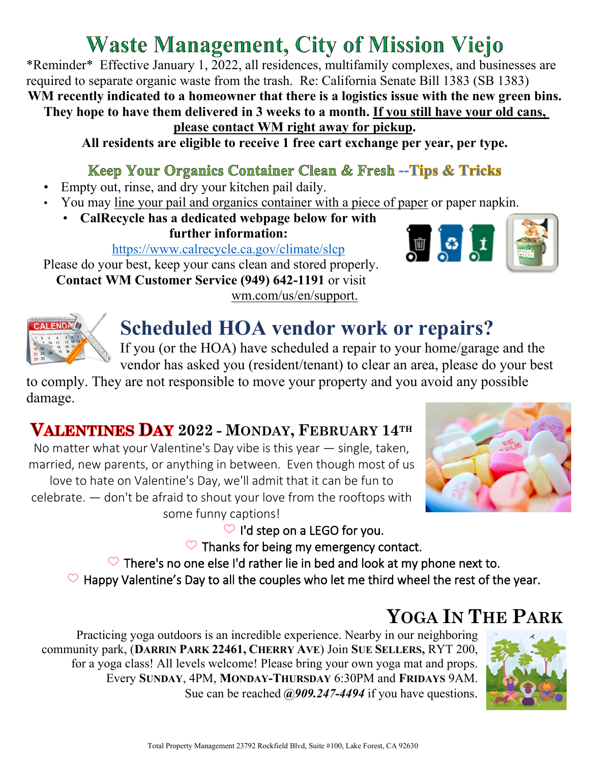# Waste Management, City of Mission Viejo

\*Reminder\* Effective January 1, 2022, all residences, multifamily complexes, and businesses are required to separate organic waste from the trash. Re: California Senate Bill 1383 (SB 1383)

**WM recently indicated to a homeowner that there is a logistics issue with the new green bins. They hope to have them delivered in 3 weeks to a month. If you still have your old cans, please contact WM right away for pickup.**

**All residents are eligible to receive 1 free cart exchange per year, per type.**

## Keep Your Organics Container Clean & Fresh --Tips & Tricks

- Empty out, rinse, and dry your kitchen pail daily.
- You may line your pail and organics container with a piece of paper or paper napkin.
  - **CalRecycle has a dedicated webpage below for with further information:**

https://www.calrecycle.ca.gov/climate/slcp

Please do your best, keep your cans clean and stored properly.
**Contact WM Customer Service (949) 642-1191** or visit wm.com/us/en/support.

## Scheduled HOA vendor work or repairs?

If you (or the HOA) have scheduled a repair to your home/garage and the vendor has asked you (resident/tenant) to clear an area, please do your best to comply. They are not responsible to move your property and you avoid any possible damage.

## VALENTINES DAY 2022 - MONDAY, FEBRUARY 14TH

No matter what your Valentine's Day vibe is this year — single, taken, married, new parents, or anything in between. Even though most of us love to hate on Valentine's Day, we'll admit that it can be fun to celebrate. — don't be afraid to shout your love from the rooftops with some funny captions!

♡ I'd step on a LEGO for you.
♡ Thanks for being my emergency contact.
♡ There's no one else I'd rather lie in bed and look at my phone next to.
♡ Happy Valentine's Day to all the couples who let me third wheel the rest of the year.

## YOGA IN THE PARK

Practicing yoga outdoors is an incredible experience. Nearby in our neighboring community park, (**DARRIN PARK 22461, CHERRY AVE**) Join **SUE SELLERS,** RYT 200, for a yoga class! All levels welcome! Please bring your own yoga mat and props. Every **SUNDAY**, 4PM, **MONDAY-THURSDAY** 6:30PM and **FRIDAYS** 9AM. Sue can be reached ***@909.247-4494*** if you have questions.

Total Property Management 23792 Rockfield Blvd, Suite #100, Lake Forest, CA 92630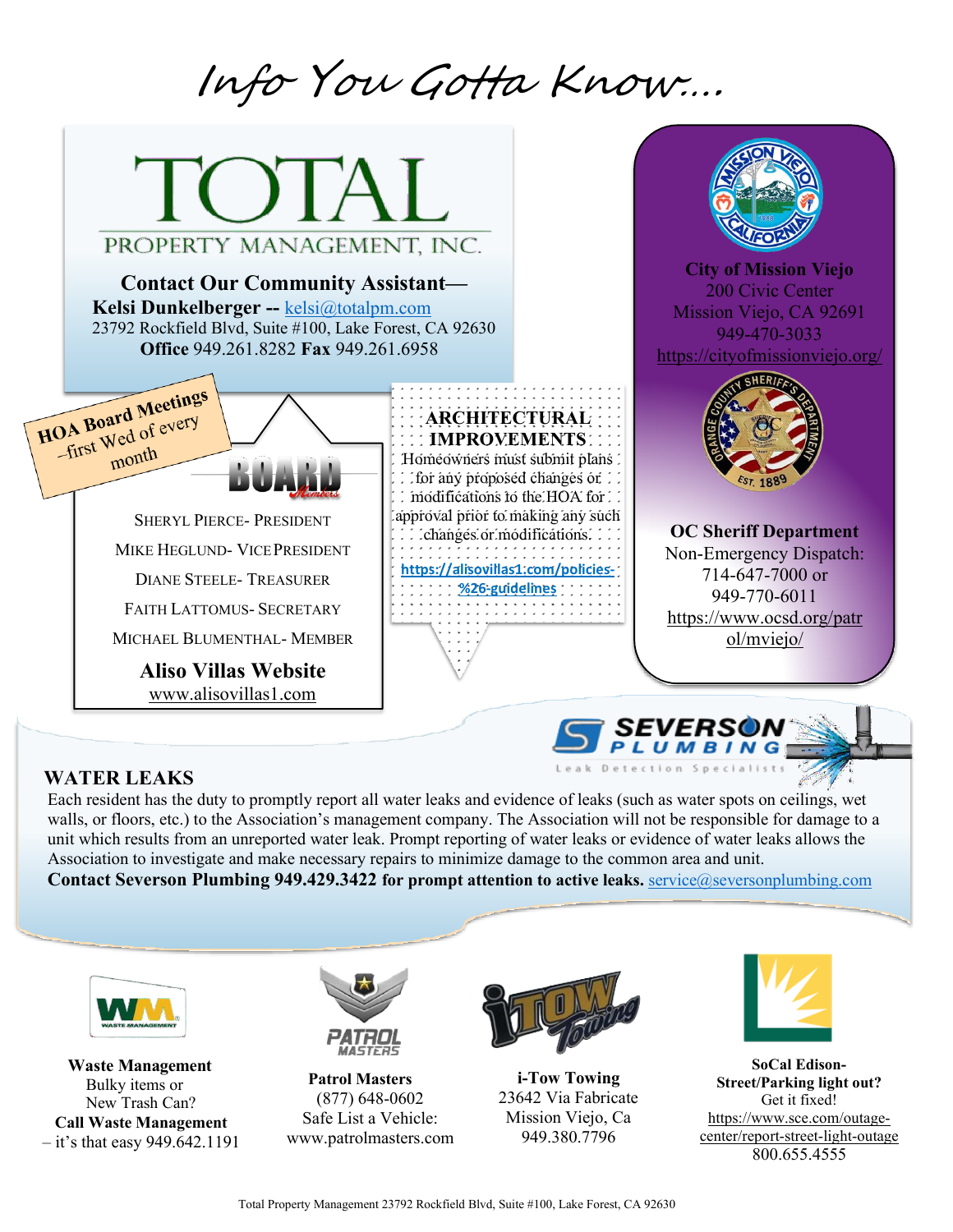# Info You Gotta Know…

## TOTAL PROPERTY MANAGEMENT, INC.

**Contact Our Community Assistant—**

**Kelsi Dunkelberger --** kelsi@totalpm.com
23792 Rockfield Blvd, Suite #100, Lake Forest, CA 92630
**Office** 949.261.8282 **Fax** 949.261.6958

**City of Mission Viejo**
200 Civic Center
Mission Viejo, CA 92691
949-470-3033
https://cityofmissionviejo.org/

**HOA Board Meetings –first Wed of every month**

### BOARD Members

SHERYL PIERCE- PRESIDENT
MIKE HEGLUND- VICE PRESIDENT
DIANE STEELE- TREASURER
FAITH LATTOMUS- SECRETARY
MICHAEL BLUMENTHAL- MEMBER

**Aliso Villas Website**
www.alisovillas1.com

**ARCHITECTURAL IMPROVEMENTS**

Homeowners must submit plans for any proposed changes or modifications to the HOA for approval prior to making any such changes or modifications.

https://alisovillas1.com/policies-%26-guidelines

**OC Sheriff Department**
Non-Emergency Dispatch:
714-647-7000 or
949-770-6011
https://www.ocsd.org/patrol/mviejo/

SEVERSON PLUMBING
Leak Detection Specialists

## WATER LEAKS

Each resident has the duty to promptly report all water leaks and evidence of leaks (such as water spots on ceilings, wet walls, or floors, etc.) to the Association's management company. The Association will not be responsible for damage to a unit which results from an unreported water leak. Prompt reporting of water leaks or evidence of water leaks allows the Association to investigate and make necessary repairs to minimize damage to the common area and unit.

**Contact Severson Plumbing 949.429.3422 for prompt attention to active leaks.** service@seversonplumbing.com

**Waste Management**
Bulky items or
New Trash Can?
**Call Waste Management**
– it's that easy 949.642.1191

**Patrol Masters**
(877) 648-0602
Safe List a Vehicle:
www.patrolmasters.com

**i-Tow Towing**
23642 Via Fabricate
Mission Viejo, Ca
949.380.7796

**SoCal Edison-**
**Street/Parking light out?**
Get it fixed!
https://www.sce.com/outage-center/report-street-light-outage
800.655.4555

Total Property Management 23792 Rockfield Blvd, Suite #100, Lake Forest, CA 92630